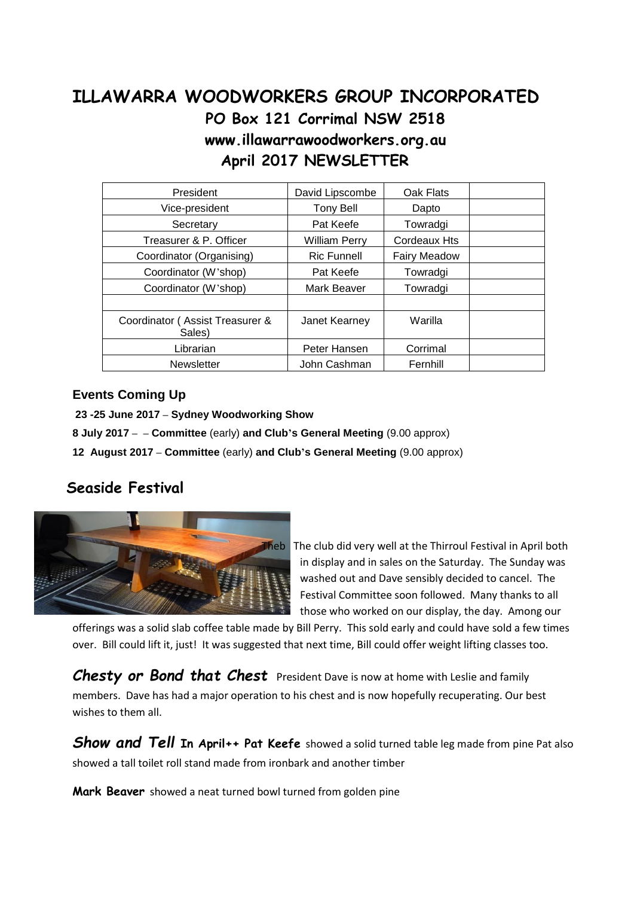# ILLAWARRA WOODWORKERS GROUP INCORPORATED

## PO Box 121 Corrimal NSW 2518

## www.illawarrawoodworkers.org.au

## April 2017 NEWSLETTER

| President | David Lipscombe | Oak Flats | |
|---|---|---|---|
| Vice-president | Tony Bell | Dapto | |
| Secretary | Pat Keefe | Towradgi | |
| Treasurer & P. Officer | William Perry | Cordeaux Hts | |
| Coordinator (Organising) | Ric Funnell | Fairy Meadow | |
| Coordinator (W'shop) | Pat Keefe | Towradgi | |
| Coordinator (W'shop) | Mark Beaver | Towradgi | |
| | | | |
| Coordinator ( Assist Treasurer & Sales) | Janet Kearney | Warilla | |
| Librarian | Peter Hansen | Corrimal | |
| Newsletter | John Cashman | Fernhill | |

### Events Coming Up

**23 -25 June 2017** – **Sydney Woodworking Show**

**8 July 2017** – – **Committee** (early) **and Club's General Meeting** (9.00 approx)

**12 August 2017** – **Committee** (early) **and Club's General Meeting** (9.00 approx)

## Seaside Festival

Theb The club did very well at the Thirroul Festival in April both in display and in sales on the Saturday. The Sunday was washed out and Dave sensibly decided to cancel. The Festival Committee soon followed. Many thanks to all those who worked on our display, the day. Among our offerings was a solid slab coffee table made by Bill Perry. This sold early and could have sold a few times over. Bill could lift it, just! It was suggested that next time, Bill could offer weight lifting classes too.

***Chesty or Bond that Chest*** President Dave is now at home with Leslie and family members. Dave has had a major operation to his chest and is now hopefully recuperating. Our best wishes to them all.

***Show and Tell*** **In April++ Pat Keefe** showed a solid turned table leg made from pine Pat also showed a tall toilet roll stand made from ironbark and another timber

**Mark Beaver** showed a neat turned bowl turned from golden pine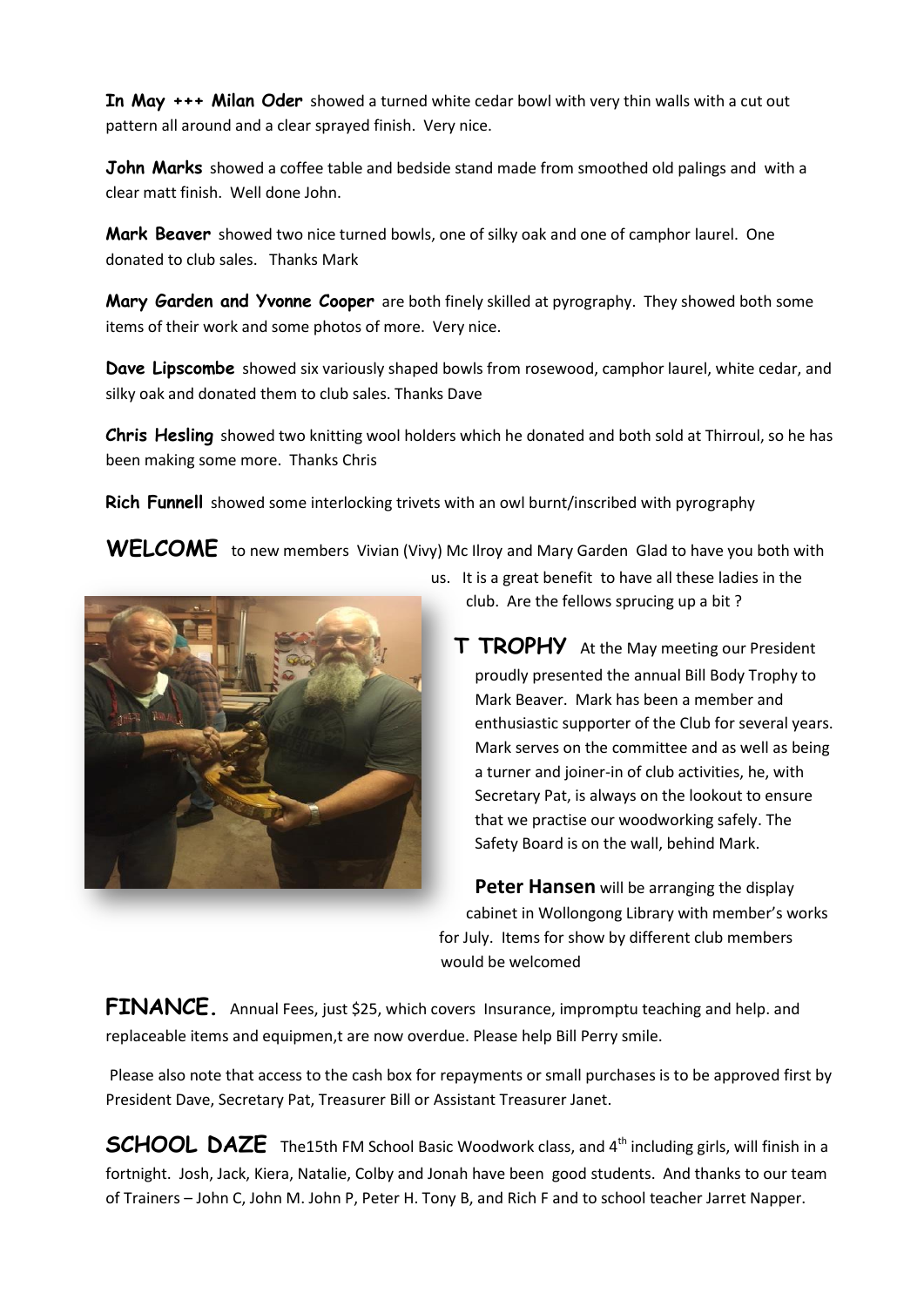**In May +++ Milan Oder** showed a turned white cedar bowl with very thin walls with a cut out pattern all around and a clear sprayed finish. Very nice.

**John Marks** showed a coffee table and bedside stand made from smoothed old palings and with a clear matt finish. Well done John.

**Mark Beaver** showed two nice turned bowls, one of silky oak and one of camphor laurel. One donated to club sales. Thanks Mark

**Mary Garden and Yvonne Cooper** are both finely skilled at pyrography. They showed both some items of their work and some photos of more. Very nice.

**Dave Lipscombe** showed six variously shaped bowls from rosewood, camphor laurel, white cedar, and silky oak and donated them to club sales. Thanks Dave

**Chris Hesling** showed two knitting wool holders which he donated and both sold at Thirroul, so he has been making some more. Thanks Chris

**Rich Funnell** showed some interlocking trivets with an owl burnt/inscribed with pyrography

**WELCOME** to new members Vivian (Vivy) Mc Ilroy and Mary Garden Glad to have you both with us. It is a great benefit to have all these ladies in the club. Are the fellows sprucing up a bit ?

**T TROPHY** At the May meeting our President proudly presented the annual Bill Body Trophy to Mark Beaver. Mark has been a member and enthusiastic supporter of the Club for several years. Mark serves on the committee and as well as being a turner and joiner-in of club activities, he, with Secretary Pat, is always on the lookout to ensure that we practise our woodworking safely. The Safety Board is on the wall, behind Mark.

**Peter Hansen** will be arranging the display cabinet in Wollongong Library with member's works for July. Items for show by different club members would be welcomed

**FINANCE.** Annual Fees, just $25, which covers Insurance, impromptu teaching and help. and replaceable items and equipmen,t are now overdue. Please help Bill Perry smile.

Please also note that access to the cash box for repayments or small purchases is to be approved first by President Dave, Secretary Pat, Treasurer Bill or Assistant Treasurer Janet.

**SCHOOL DAZE** The15th FM School Basic Woodwork class, and 4th including girls, will finish in a fortnight. Josh, Jack, Kiera, Natalie, Colby and Jonah have been good students. And thanks to our team of Trainers – John C, John M. John P, Peter H. Tony B, and Rich F and to school teacher Jarret Napper.